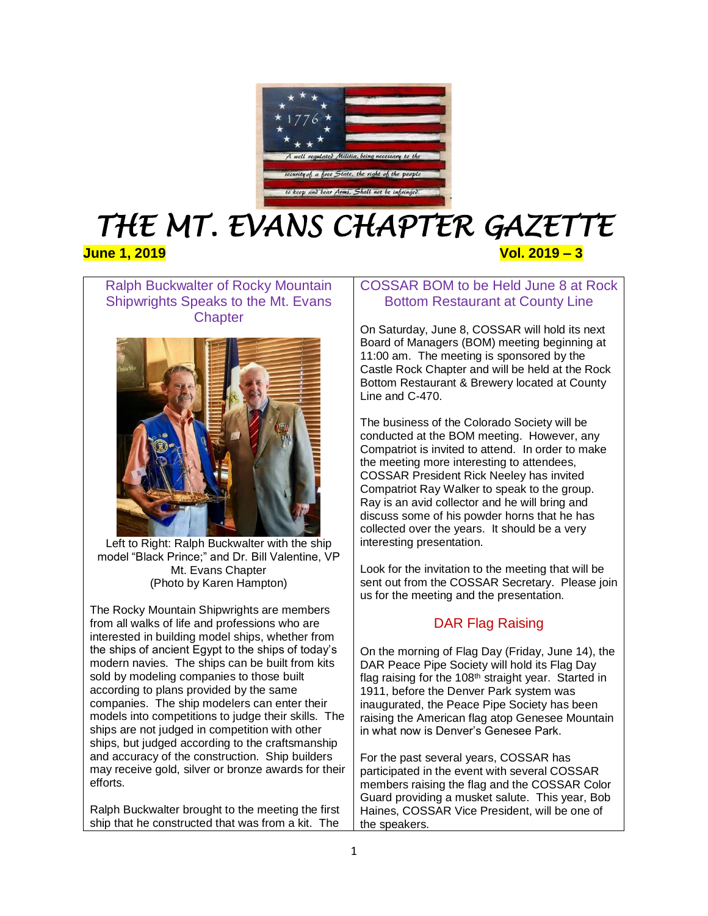# THE MT. EVANS CHAPTER GAZETTE

**June 1, 2019** **Vol. 2019 – 3**

## Ralph Buckwalter of Rocky Mountain Shipwrights Speaks to the Mt. Evans Chapter

Left to Right: Ralph Buckwalter with the ship model "Black Prince;" and Dr. Bill Valentine, VP Mt. Evans Chapter
(Photo by Karen Hampton)

The Rocky Mountain Shipwrights are members from all walks of life and professions who are interested in building model ships, whether from the ships of ancient Egypt to the ships of today's modern navies. The ships can be built from kits sold by modeling companies to those built according to plans provided by the same companies. The ship modelers can enter their models into competitions to judge their skills. The ships are not judged in competition with other ships, but judged according to the craftsmanship and accuracy of the construction. Ship builders may receive gold, silver or bronze awards for their efforts.

Ralph Buckwalter brought to the meeting the first ship that he constructed that was from a kit. The

## COSSAR BOM to be Held June 8 at Rock Bottom Restaurant at County Line

On Saturday, June 8, COSSAR will hold its next Board of Managers (BOM) meeting beginning at 11:00 am. The meeting is sponsored by the Castle Rock Chapter and will be held at the Rock Bottom Restaurant & Brewery located at County Line and C-470.

The business of the Colorado Society will be conducted at the BOM meeting. However, any Compatriot is invited to attend. In order to make the meeting more interesting to attendees, COSSAR President Rick Neeley has invited Compatriot Ray Walker to speak to the group. Ray is an avid collector and he will bring and discuss some of his powder horns that he has collected over the years. It should be a very interesting presentation.

Look for the invitation to the meeting that will be sent out from the COSSAR Secretary. Please join us for the meeting and the presentation.

## DAR Flag Raising

On the morning of Flag Day (Friday, June 14), the DAR Peace Pipe Society will hold its Flag Day flag raising for the 108th straight year. Started in 1911, before the Denver Park system was inaugurated, the Peace Pipe Society has been raising the American flag atop Genesee Mountain in what now is Denver's Genesee Park.

For the past several years, COSSAR has participated in the event with several COSSAR members raising the flag and the COSSAR Color Guard providing a musket salute. This year, Bob Haines, COSSAR Vice President, will be one of the speakers.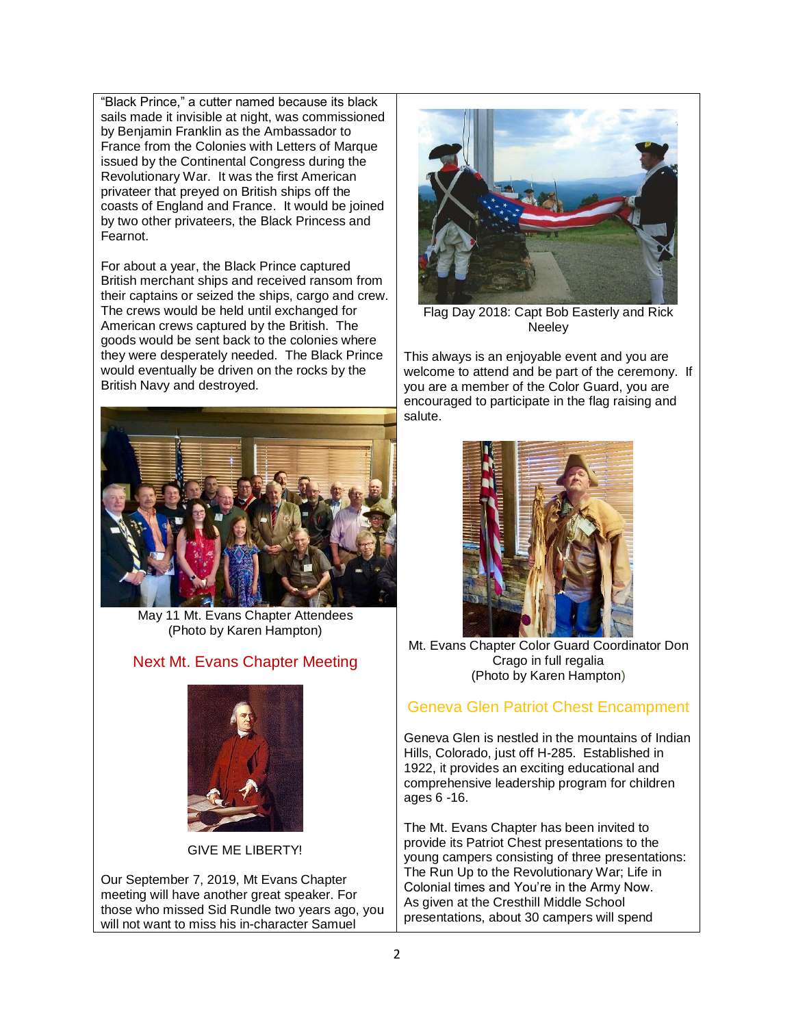"Black Prince," a cutter named because its black sails made it invisible at night, was commissioned by Benjamin Franklin as the Ambassador to France from the Colonies with Letters of Marque issued by the Continental Congress during the Revolutionary War. It was the first American privateer that preyed on British ships off the coasts of England and France. It would be joined by two other privateers, the Black Princess and Fearnot.

For about a year, the Black Prince captured British merchant ships and received ransom from their captains or seized the ships, cargo and crew. The crews would be held until exchanged for American crews captured by the British. The goods would be sent back to the colonies where they were desperately needed. The Black Prince would eventually be driven on the rocks by the British Navy and destroyed.

May 11 Mt. Evans Chapter Attendees
(Photo by Karen Hampton)

## Next Mt. Evans Chapter Meeting

GIVE ME LIBERTY!

Our September 7, 2019, Mt Evans Chapter meeting will have another great speaker. For those who missed Sid Rundle two years ago, you will not want to miss his in-character Samuel

Flag Day 2018: Capt Bob Easterly and Rick Neeley

This always is an enjoyable event and you are welcome to attend and be part of the ceremony. If you are a member of the Color Guard, you are encouraged to participate in the flag raising and salute.

Mt. Evans Chapter Color Guard Coordinator Don Crago in full regalia
(Photo by Karen Hampton)

## Geneva Glen Patriot Chest Encampment

Geneva Glen is nestled in the mountains of Indian Hills, Colorado, just off H-285. Established in 1922, it provides an exciting educational and comprehensive leadership program for children ages 6 -16.

The Mt. Evans Chapter has been invited to provide its Patriot Chest presentations to the young campers consisting of three presentations: The Run Up to the Revolutionary War; Life in Colonial times and You're in the Army Now. As given at the Cresthill Middle School presentations, about 30 campers will spend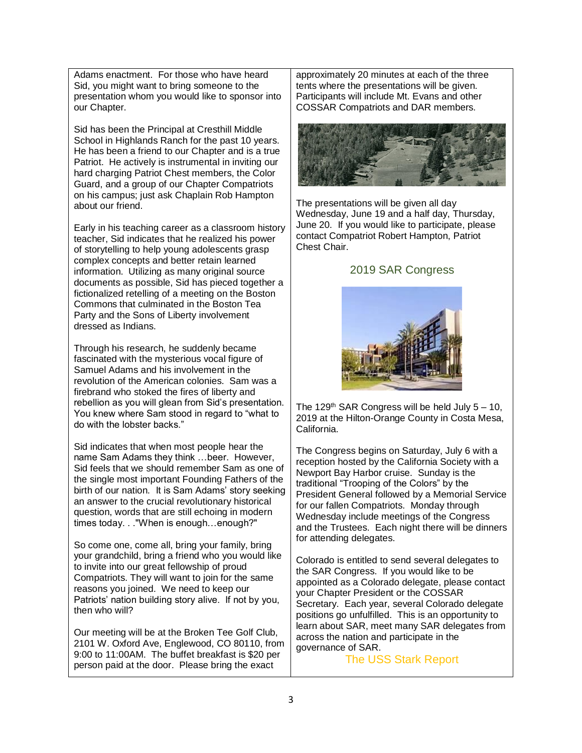Adams enactment. For those who have heard Sid, you might want to bring someone to the presentation whom you would like to sponsor into our Chapter.

Sid has been the Principal at Cresthill Middle School in Highlands Ranch for the past 10 years. He has been a friend to our Chapter and is a true Patriot. He actively is instrumental in inviting our hard charging Patriot Chest members, the Color Guard, and a group of our Chapter Compatriots on his campus; just ask Chaplain Rob Hampton about our friend.

Early in his teaching career as a classroom history teacher, Sid indicates that he realized his power of storytelling to help young adolescents grasp complex concepts and better retain learned information. Utilizing as many original source documents as possible, Sid has pieced together a fictionalized retelling of a meeting on the Boston Commons that culminated in the Boston Tea Party and the Sons of Liberty involvement dressed as Indians.

Through his research, he suddenly became fascinated with the mysterious vocal figure of Samuel Adams and his involvement in the revolution of the American colonies. Sam was a firebrand who stoked the fires of liberty and rebellion as you will glean from Sid's presentation. You knew where Sam stood in regard to "what to do with the lobster backs."

Sid indicates that when most people hear the name Sam Adams they think …beer. However, Sid feels that we should remember Sam as one of the single most important Founding Fathers of the birth of our nation. It is Sam Adams' story seeking an answer to the crucial revolutionary historical question, words that are still echoing in modern times today. . ."When is enough…enough?"

So come one, come all, bring your family, bring your grandchild, bring a friend who you would like to invite into our great fellowship of proud Compatriots. They will want to join for the same reasons you joined. We need to keep our Patriots' nation building story alive. If not by you, then who will?

Our meeting will be at the Broken Tee Golf Club, 2101 W. Oxford Ave, Englewood, CO 80110, from 9:00 to 11:00AM. The buffet breakfast is $20 per person paid at the door. Please bring the exact

approximately 20 minutes at each of the three tents where the presentations will be given. Participants will include Mt. Evans and other COSSAR Compatriots and DAR members.

The presentations will be given all day Wednesday, June 19 and a half day, Thursday, June 20. If you would like to participate, please contact Compatriot Robert Hampton, Patriot Chest Chair.

## 2019 SAR Congress

The 129th SAR Congress will be held July 5 – 10, 2019 at the Hilton-Orange County in Costa Mesa, California.

The Congress begins on Saturday, July 6 with a reception hosted by the California Society with a Newport Bay Harbor cruise. Sunday is the traditional "Trooping of the Colors" by the President General followed by a Memorial Service for our fallen Compatriots. Monday through Wednesday include meetings of the Congress and the Trustees. Each night there will be dinners for attending delegates.

Colorado is entitled to send several delegates to the SAR Congress. If you would like to be appointed as a Colorado delegate, please contact your Chapter President or the COSSAR Secretary. Each year, several Colorado delegate positions go unfulfilled. This is an opportunity to learn about SAR, meet many SAR delegates from across the nation and participate in the governance of SAR.

## The USS Stark Report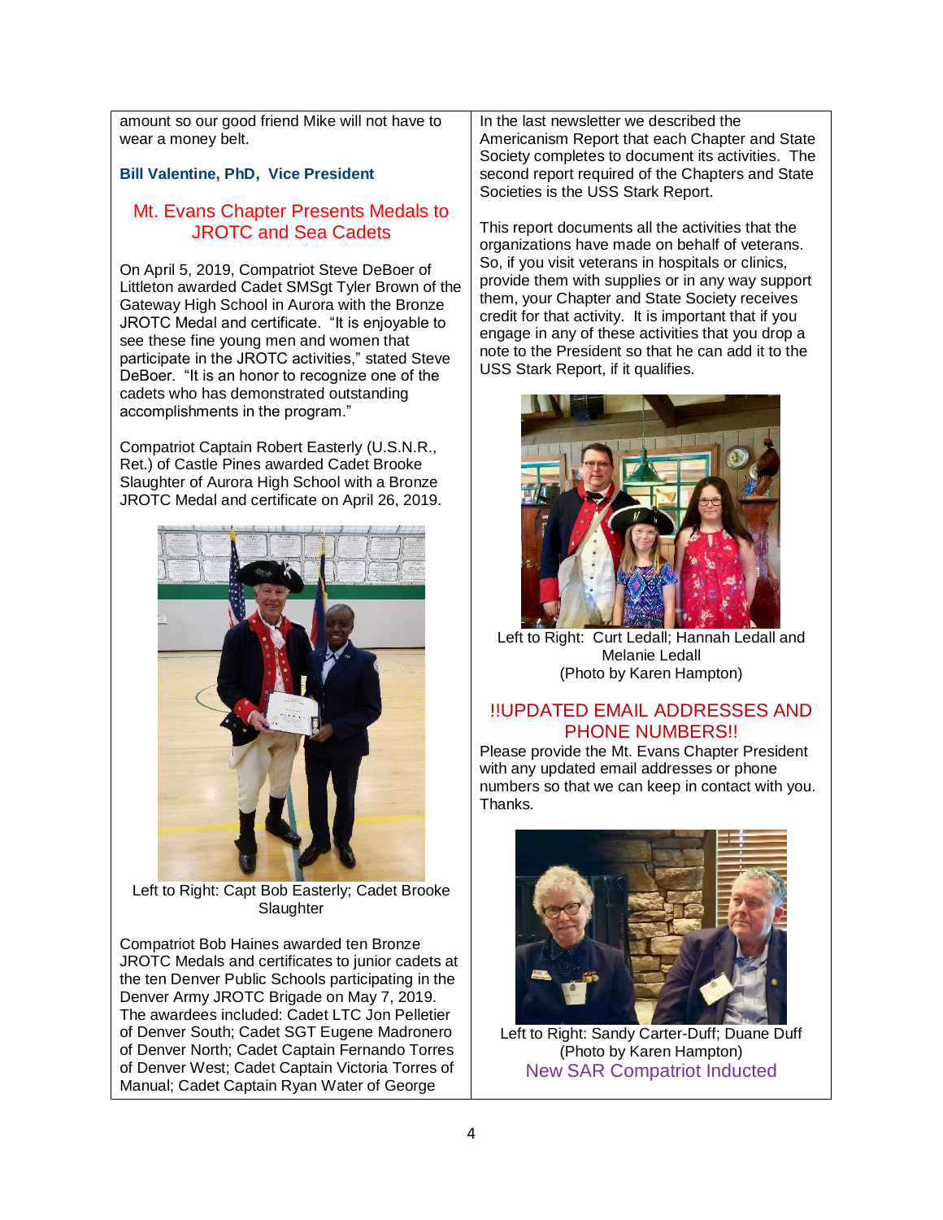amount so our good friend Mike will not have to wear a money belt.

**Bill Valentine, PhD, Vice President**

## Mt. Evans Chapter Presents Medals to JROTC and Sea Cadets

On April 5, 2019, Compatriot Steve DeBoer of Littleton awarded Cadet SMSgt Tyler Brown of the Gateway High School in Aurora with the Bronze JROTC Medal and certificate. "It is enjoyable to see these fine young men and women that participate in the JROTC activities," stated Steve DeBoer. "It is an honor to recognize one of the cadets who has demonstrated outstanding accomplishments in the program."

Compatriot Captain Robert Easterly (U.S.N.R., Ret.) of Castle Pines awarded Cadet Brooke Slaughter of Aurora High School with a Bronze JROTC Medal and certificate on April 26, 2019.

Left to Right: Capt Bob Easterly; Cadet Brooke Slaughter

Compatriot Bob Haines awarded ten Bronze JROTC Medals and certificates to junior cadets at the ten Denver Public Schools participating in the Denver Army JROTC Brigade on May 7, 2019. The awardees included: Cadet LTC Jon Pelletier of Denver South; Cadet SGT Eugene Madronero of Denver North; Cadet Captain Fernando Torres of Denver West; Cadet Captain Victoria Torres of Manual; Cadet Captain Ryan Water of George

In the last newsletter we described the Americanism Report that each Chapter and State Society completes to document its activities. The second report required of the Chapters and State Societies is the USS Stark Report.

This report documents all the activities that the organizations have made on behalf of veterans. So, if you visit veterans in hospitals or clinics, provide them with supplies or in any way support them, your Chapter and State Society receives credit for that activity. It is important that if you engage in any of these activities that you drop a note to the President so that he can add it to the USS Stark Report, if it qualifies.

Left to Right: Curt Ledall; Hannah Ledall and Melanie Ledall
(Photo by Karen Hampton)

## !!UPDATED EMAIL ADDRESSES AND PHONE NUMBERS!!

Please provide the Mt. Evans Chapter President with any updated email addresses or phone numbers so that we can keep in contact with you. Thanks.

Left to Right: Sandy Carter-Duff; Duane Duff
(Photo by Karen Hampton)

## New SAR Compatriot Inducted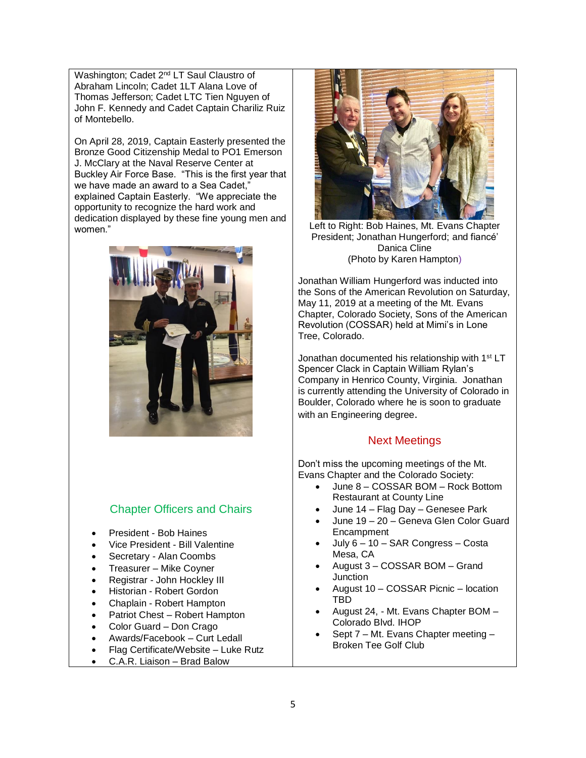Washington; Cadet 2nd LT Saul Claustro of Abraham Lincoln; Cadet 1LT Alana Love of Thomas Jefferson; Cadet LTC Tien Nguyen of John F. Kennedy and Cadet Captain Chariliz Ruiz of Montebello.

On April 28, 2019, Captain Easterly presented the Bronze Good Citizenship Medal to PO1 Emerson J. McClary at the Naval Reserve Center at Buckley Air Force Base. "This is the first year that we have made an award to a Sea Cadet," explained Captain Easterly. "We appreciate the opportunity to recognize the hard work and dedication displayed by these fine young men and women."

## Chapter Officers and Chairs

- President - Bob Haines
- Vice President - Bill Valentine
- Secretary - Alan Coombs
- Treasurer – Mike Coyner
- Registrar - John Hockley III
- Historian - Robert Gordon
- Chaplain - Robert Hampton
- Patriot Chest – Robert Hampton
- Color Guard – Don Crago
- Awards/Facebook – Curt Ledall
- Flag Certificate/Website – Luke Rutz
- C.A.R. Liaison – Brad Balow

Left to Right: Bob Haines, Mt. Evans Chapter President; Jonathan Hungerford; and fiancé' Danica Cline
(Photo by Karen Hampton)

Jonathan William Hungerford was inducted into the Sons of the American Revolution on Saturday, May 11, 2019 at a meeting of the Mt. Evans Chapter, Colorado Society, Sons of the American Revolution (COSSAR) held at Mimi's in Lone Tree, Colorado.

Jonathan documented his relationship with 1st LT Spencer Clack in Captain William Rylan's Company in Henrico County, Virginia. Jonathan is currently attending the University of Colorado in Boulder, Colorado where he is soon to graduate with an Engineering degree.

## Next Meetings

Don't miss the upcoming meetings of the Mt. Evans Chapter and the Colorado Society:

- June 8 – COSSAR BOM – Rock Bottom Restaurant at County Line
- June 14 – Flag Day – Genesee Park
- June 19 – 20 – Geneva Glen Color Guard Encampment
- July 6 – 10 – SAR Congress – Costa Mesa, CA
- August 3 – COSSAR BOM – Grand Junction
- August 10 – COSSAR Picnic – location TBD
- August 24, - Mt. Evans Chapter BOM – Colorado Blvd. IHOP
- Sept 7 – Mt. Evans Chapter meeting – Broken Tee Golf Club